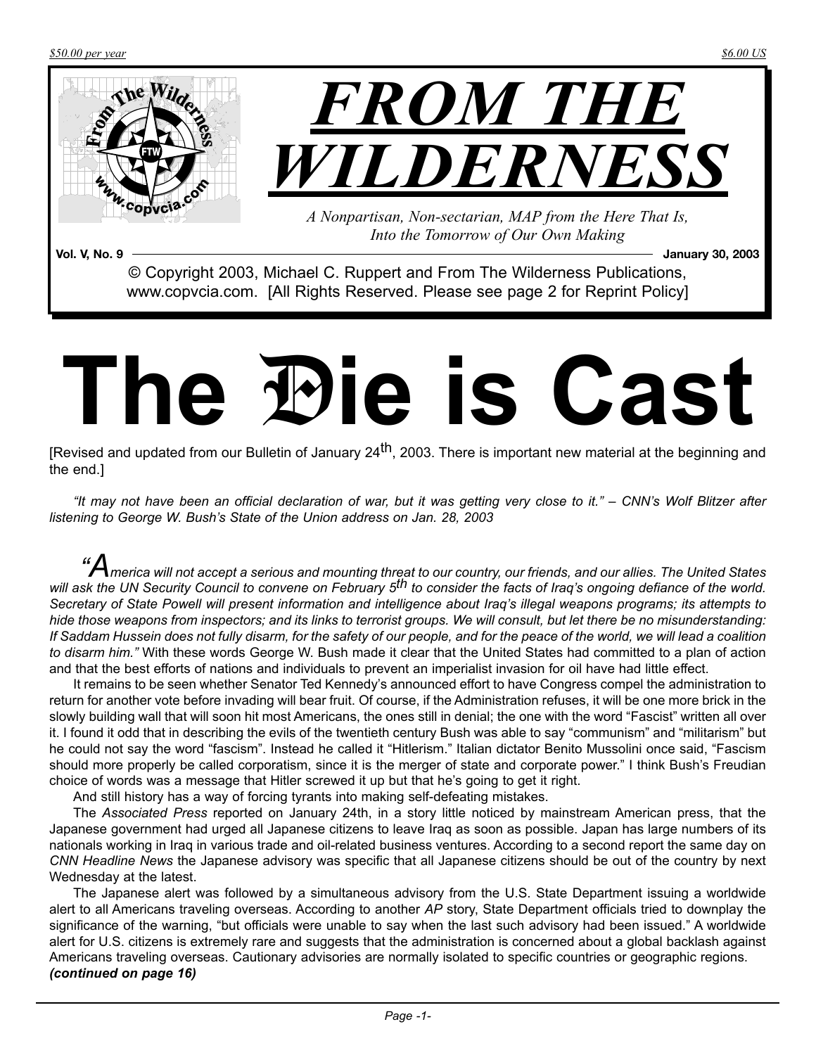$50.00 per year

$6.00 US

# FROM THE WILDERNESS

*A Nonpartisan, Non-sectarian, MAP from the Here That Is, Into the Tomorrow of Our Own Making*

**Vol. V, No. 9** **January 30, 2003**

© Copyright 2003, Michael C. Ruppert and From The Wilderness Publications, www.copvcia.com. [All Rights Reserved. Please see page 2 for Reprint Policy]

# The Die is Cast

[Revised and updated from our Bulletin of January 24th, 2003. There is important new material at the beginning and the end.]

*"It may not have been an official declaration of war, but it was getting very close to it." – CNN's Wolf Blitzer after listening to George W. Bush's State of the Union address on Jan. 28, 2003*

*"America will not accept a serious and mounting threat to our country, our friends, and our allies. The United States will ask the UN Security Council to convene on February 5th to consider the facts of Iraq's ongoing defiance of the world. Secretary of State Powell will present information and intelligence about Iraq's illegal weapons programs; its attempts to hide those weapons from inspectors; and its links to terrorist groups. We will consult, but let there be no misunderstanding: If Saddam Hussein does not fully disarm, for the safety of our people, and for the peace of the world, we will lead a coalition to disarm him."* With these words George W. Bush made it clear that the United States had committed to a plan of action and that the best efforts of nations and individuals to prevent an imperialist invasion for oil have had little effect.

It remains to be seen whether Senator Ted Kennedy's announced effort to have Congress compel the administration to return for another vote before invading will bear fruit. Of course, if the Administration refuses, it will be one more brick in the slowly building wall that will soon hit most Americans, the ones still in denial; the one with the word "Fascist" written all over it. I found it odd that in describing the evils of the twentieth century Bush was able to say "communism" and "militarism" but he could not say the word "fascism". Instead he called it "Hitlerism." Italian dictator Benito Mussolini once said, "Fascism should more properly be called corporatism, since it is the merger of state and corporate power." I think Bush's Freudian choice of words was a message that Hitler screwed it up but that he's going to get it right.

And still history has a way of forcing tyrants into making self-defeating mistakes.

The *Associated Press* reported on January 24th, in a story little noticed by mainstream American press, that the Japanese government had urged all Japanese citizens to leave Iraq as soon as possible. Japan has large numbers of its nationals working in Iraq in various trade and oil-related business ventures. According to a second report the same day on *CNN Headline News* the Japanese advisory was specific that all Japanese citizens should be out of the country by next Wednesday at the latest.

The Japanese alert was followed by a simultaneous advisory from the U.S. State Department issuing a worldwide alert to all Americans traveling overseas. According to another *AP* story, State Department officials tried to downplay the significance of the warning, "but officials were unable to say when the last such advisory had been issued." A worldwide alert for U.S. citizens is extremely rare and suggests that the administration is concerned about a global backlash against Americans traveling overseas. Cautionary advisories are normally isolated to specific countries or geographic regions.

***(continued on page 16)***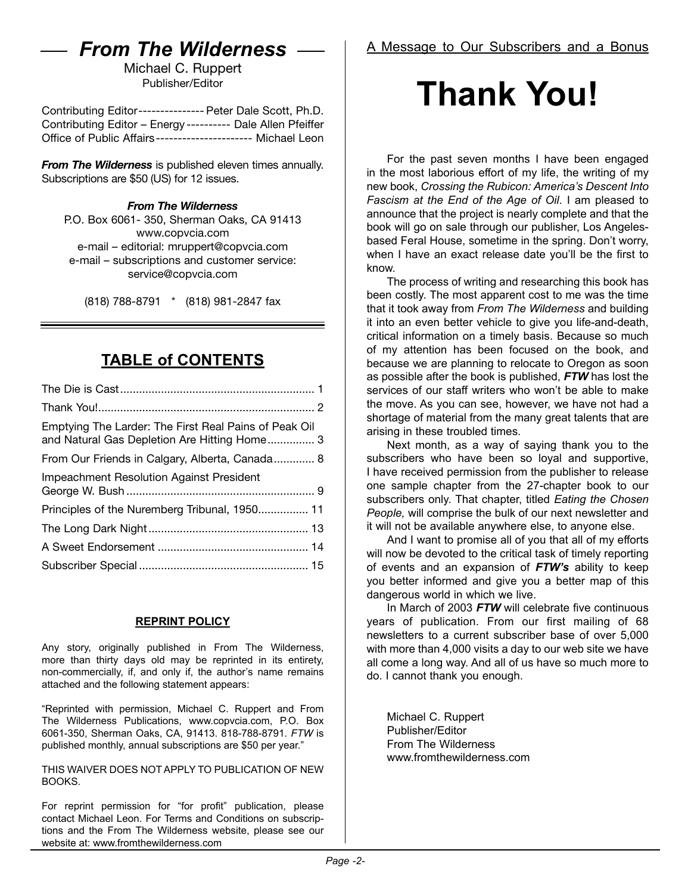# From The Wilderness

Michael C. Ruppert
Publisher/Editor

Contributing Editor --------------- Peter Dale Scott, Ph.D.
Contributing Editor – Energy ---------- Dale Allen Pfeiffer
Office of Public Affairs ---------------------- Michael Leon

***From The Wilderness*** is published eleven times annually. Subscriptions are $50 (US) for 12 issues.

***From The Wilderness***
P.O. Box 6061- 350, Sherman Oaks, CA 91413
www.copvcia.com
e-mail – editorial: mruppert@copvcia.com
e-mail – subscriptions and customer service: service@copvcia.com

(818) 788-8791 * (818) 981-2847 fax

## TABLE of CONTENTS

| | |
|---|---|
| The Die is Cast | 1 |
| Thank You! | 2 |
| Emptying The Larder: The First Real Pains of Peak Oil and Natural Gas Depletion Are Hitting Home | 3 |
| From Our Friends in Calgary, Alberta, Canada | 8 |
| Impeachment Resolution Against President George W. Bush | 9 |
| Principles of the Nuremberg Tribunal, 1950 | 11 |
| The Long Dark Night | 13 |
| A Sweet Endorsement | 14 |
| Subscriber Special | 15 |

### REPRINT POLICY

Any story, originally published in From The Wilderness, more than thirty days old may be reprinted in its entirety, non-commercially, if, and only if, the author's name remains attached and the following statement appears:

"Reprinted with permission, Michael C. Ruppert and From The Wilderness Publications, www.copvcia.com, P.O. Box 6061-350, Sherman Oaks, CA, 91413. 818-788-8791. *FTW* is published monthly, annual subscriptions are $50 per year."

THIS WAIVER DOES NOT APPLY TO PUBLICATION OF NEW BOOKS.

For reprint permission for "for profit" publication, please contact Michael Leon. For Terms and Conditions on subscriptions and the From The Wilderness website, please see our website at: www.fromthewilderness.com

A Message to Our Subscribers and a Bonus

# Thank You!

For the past seven months I have been engaged in the most laborious effort of my life, the writing of my new book, *Crossing the Rubicon: America's Descent Into Fascism at the End of the Age of Oil*. I am pleased to announce that the project is nearly complete and that the book will go on sale through our publisher, Los Angeles-based Feral House, sometime in the spring. Don't worry, when I have an exact release date you'll be the first to know.

The process of writing and researching this book has been costly. The most apparent cost to me was the time that it took away from *From The Wilderness* and building it into an even better vehicle to give you life-and-death, critical information on a timely basis. Because so much of my attention has been focused on the book, and because we are planning to relocate to Oregon as soon as possible after the book is published, ***FTW*** has lost the services of our staff writers who won't be able to make the move. As you can see, however, we have not had a shortage of material from the many great talents that are arising in these troubled times.

Next month, as a way of saying thank you to the subscribers who have been so loyal and supportive, I have received permission from the publisher to release one sample chapter from the 27-chapter book to our subscribers only. That chapter, titled *Eating the Chosen People,* will comprise the bulk of our next newsletter and it will not be available anywhere else, to anyone else.

And I want to promise all of you that all of my efforts will now be devoted to the critical task of timely reporting of events and an expansion of ***FTW's*** ability to keep you better informed and give you a better map of this dangerous world in which we live.

In March of 2003 ***FTW*** will celebrate five continuous years of publication. From our first mailing of 68 newsletters to a current subscriber base of over 5,000 with more than 4,000 visits a day to our web site we have all come a long way. And all of us have so much more to do. I cannot thank you enough.

Michael C. Ruppert
Publisher/Editor
From The Wilderness
www.fromthewilderness.com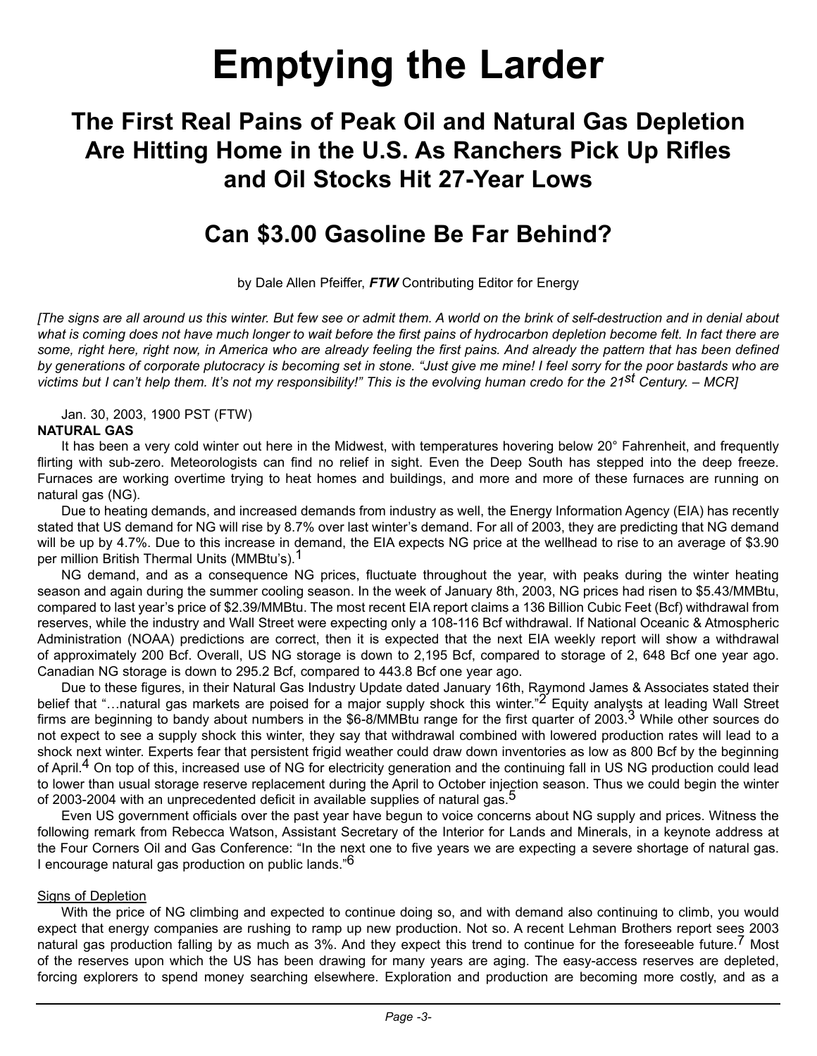# Emptying the Larder

## The First Real Pains of Peak Oil and Natural Gas Depletion Are Hitting Home in the U.S. As Ranchers Pick Up Rifles and Oil Stocks Hit 27-Year Lows

## Can $3.00 Gasoline Be Far Behind?

by Dale Allen Pfeiffer, ***FTW*** Contributing Editor for Energy

*[The signs are all around us this winter. But few see or admit them. A world on the brink of self-destruction and in denial about what is coming does not have much longer to wait before the first pains of hydrocarbon depletion become felt. In fact there are some, right here, right now, in America who are already feeling the first pains. And already the pattern that has been defined by generations of corporate plutocracy is becoming set in stone. "Just give me mine! I feel sorry for the poor bastards who are victims but I can't help them. It's not my responsibility!" This is the evolving human credo for the 21st Century. – MCR]*

Jan. 30, 2003, 1900 PST (FTW)

**NATURAL GAS**

It has been a very cold winter out here in the Midwest, with temperatures hovering below 20° Fahrenheit, and frequently flirting with sub-zero. Meteorologists can find no relief in sight. Even the Deep South has stepped into the deep freeze. Furnaces are working overtime trying to heat homes and buildings, and more and more of these furnaces are running on natural gas (NG).

Due to heating demands, and increased demands from industry as well, the Energy Information Agency (EIA) has recently stated that US demand for NG will rise by 8.7% over last winter's demand. For all of 2003, they are predicting that NG demand will be up by 4.7%. Due to this increase in demand, the EIA expects NG price at the wellhead to rise to an average of $3.90 per million British Thermal Units (MMBtu's).[1]

NG demand, and as a consequence NG prices, fluctuate throughout the year, with peaks during the winter heating season and again during the summer cooling season. In the week of January 8th, 2003, NG prices had risen to $5.43/MMBtu, compared to last year's price of $2.39/MMBtu. The most recent EIA report claims a 136 Billion Cubic Feet (Bcf) withdrawal from reserves, while the industry and Wall Street were expecting only a 108-116 Bcf withdrawal. If National Oceanic & Atmospheric Administration (NOAA) predictions are correct, then it is expected that the next EIA weekly report will show a withdrawal of approximately 200 Bcf. Overall, US NG storage is down to 2,195 Bcf, compared to storage of 2, 648 Bcf one year ago. Canadian NG storage is down to 295.2 Bcf, compared to 443.8 Bcf one year ago.

Due to these figures, in their Natural Gas Industry Update dated January 16th, Raymond James & Associates stated their belief that "…natural gas markets are poised for a major supply shock this winter."[2] Equity analysts at leading Wall Street firms are beginning to bandy about numbers in the $6-8/MMBtu range for the first quarter of 2003.[3] While other sources do not expect to see a supply shock this winter, they say that withdrawal combined with lowered production rates will lead to a shock next winter. Experts fear that persistent frigid weather could draw down inventories as low as 800 Bcf by the beginning of April.[4] On top of this, increased use of NG for electricity generation and the continuing fall in US NG production could lead to lower than usual storage reserve replacement during the April to October injection season. Thus we could begin the winter of 2003-2004 with an unprecedented deficit in available supplies of natural gas.[5]

Even US government officials over the past year have begun to voice concerns about NG supply and prices. Witness the following remark from Rebecca Watson, Assistant Secretary of the Interior for Lands and Minerals, in a keynote address at the Four Corners Oil and Gas Conference: "In the next one to five years we are expecting a severe shortage of natural gas. I encourage natural gas production on public lands."[6]

Signs of Depletion

With the price of NG climbing and expected to continue doing so, and with demand also continuing to climb, you would expect that energy companies are rushing to ramp up new production. Not so. A recent Lehman Brothers report sees 2003 natural gas production falling by as much as 3%. And they expect this trend to continue for the foreseeable future.[7] Most of the reserves upon which the US has been drawing for many years are aging. The easy-access reserves are depleted, forcing explorers to spend money searching elsewhere. Exploration and production are becoming more costly, and as a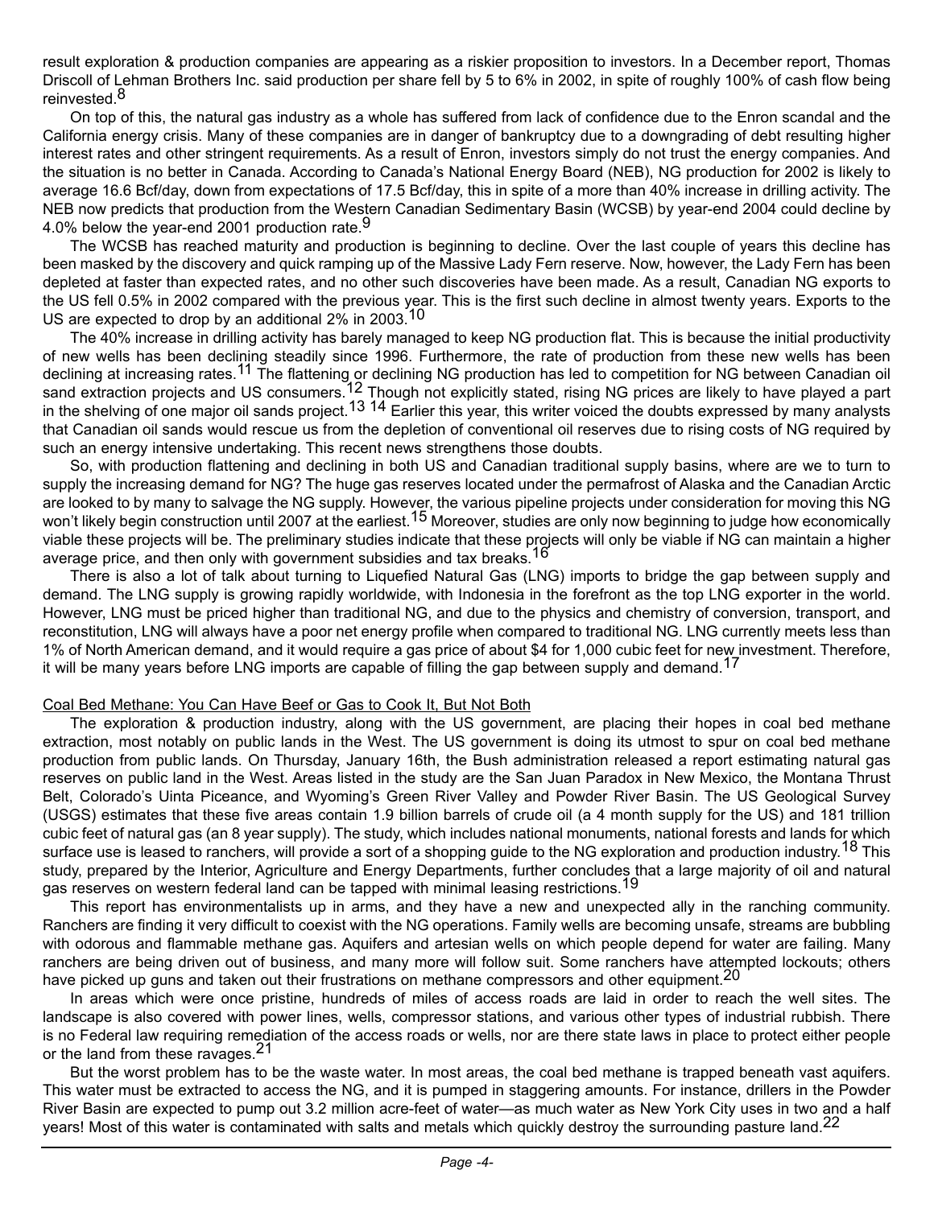result exploration & production companies are appearing as a riskier proposition to investors. In a December report, Thomas Driscoll of Lehman Brothers Inc. said production per share fell by 5 to 6% in 2002, in spite of roughly 100% of cash flow being reinvested.[8]

On top of this, the natural gas industry as a whole has suffered from lack of confidence due to the Enron scandal and the California energy crisis. Many of these companies are in danger of bankruptcy due to a downgrading of debt resulting higher interest rates and other stringent requirements. As a result of Enron, investors simply do not trust the energy companies. And the situation is no better in Canada. According to Canada's National Energy Board (NEB), NG production for 2002 is likely to average 16.6 Bcf/day, down from expectations of 17.5 Bcf/day, this in spite of a more than 40% increase in drilling activity. The NEB now predicts that production from the Western Canadian Sedimentary Basin (WCSB) by year-end 2004 could decline by 4.0% below the year-end 2001 production rate.[9]

The WCSB has reached maturity and production is beginning to decline. Over the last couple of years this decline has been masked by the discovery and quick ramping up of the Massive Lady Fern reserve. Now, however, the Lady Fern has been depleted at faster than expected rates, and no other such discoveries have been made. As a result, Canadian NG exports to the US fell 0.5% in 2002 compared with the previous year. This is the first such decline in almost twenty years. Exports to the US are expected to drop by an additional 2% in 2003.[10]

The 40% increase in drilling activity has barely managed to keep NG production flat. This is because the initial productivity of new wells has been declining steadily since 1996. Furthermore, the rate of production from these new wells has been declining at increasing rates.[11] The flattening or declining NG production has led to competition for NG between Canadian oil sand extraction projects and US consumers.[12] Though not explicitly stated, rising NG prices are likely to have played a part in the shelving of one major oil sands project.[13] [14] Earlier this year, this writer voiced the doubts expressed by many analysts that Canadian oil sands would rescue us from the depletion of conventional oil reserves due to rising costs of NG required by such an energy intensive undertaking. This recent news strengthens those doubts.

So, with production flattening and declining in both US and Canadian traditional supply basins, where are we to turn to supply the increasing demand for NG? The huge gas reserves located under the permafrost of Alaska and the Canadian Arctic are looked to by many to salvage the NG supply. However, the various pipeline projects under consideration for moving this NG won't likely begin construction until 2007 at the earliest.[15] Moreover, studies are only now beginning to judge how economically viable these projects will be. The preliminary studies indicate that these projects will only be viable if NG can maintain a higher average price, and then only with government subsidies and tax breaks.[16]

There is also a lot of talk about turning to Liquefied Natural Gas (LNG) imports to bridge the gap between supply and demand. The LNG supply is growing rapidly worldwide, with Indonesia in the forefront as the top LNG exporter in the world. However, LNG must be priced higher than traditional NG, and due to the physics and chemistry of conversion, transport, and reconstitution, LNG will always have a poor net energy profile when compared to traditional NG. LNG currently meets less than 1% of North American demand, and it would require a gas price of about $4 for 1,000 cubic feet for new investment. Therefore, it will be many years before LNG imports are capable of filling the gap between supply and demand.[17]

## Coal Bed Methane: You Can Have Beef or Gas to Cook It, But Not Both

The exploration & production industry, along with the US government, are placing their hopes in coal bed methane extraction, most notably on public lands in the West. The US government is doing its utmost to spur on coal bed methane production from public lands. On Thursday, January 16th, the Bush administration released a report estimating natural gas reserves on public land in the West. Areas listed in the study are the San Juan Paradox in New Mexico, the Montana Thrust Belt, Colorado's Uinta Piceance, and Wyoming's Green River Valley and Powder River Basin. The US Geological Survey (USGS) estimates that these five areas contain 1.9 billion barrels of crude oil (a 4 month supply for the US) and 181 trillion cubic feet of natural gas (an 8 year supply). The study, which includes national monuments, national forests and lands for which surface use is leased to ranchers, will provide a sort of a shopping guide to the NG exploration and production industry.[18] This study, prepared by the Interior, Agriculture and Energy Departments, further concludes that a large majority of oil and natural gas reserves on western federal land can be tapped with minimal leasing restrictions.[19]

This report has environmentalists up in arms, and they have a new and unexpected ally in the ranching community. Ranchers are finding it very difficult to coexist with the NG operations. Family wells are becoming unsafe, streams are bubbling with odorous and flammable methane gas. Aquifers and artesian wells on which people depend for water are failing. Many ranchers are being driven out of business, and many more will follow suit. Some ranchers have attempted lockouts; others have picked up guns and taken out their frustrations on methane compressors and other equipment.[20]

In areas which were once pristine, hundreds of miles of access roads are laid in order to reach the well sites. The landscape is also covered with power lines, wells, compressor stations, and various other types of industrial rubbish. There is no Federal law requiring remediation of the access roads or wells, nor are there state laws in place to protect either people or the land from these ravages.[21]

But the worst problem has to be the waste water. In most areas, the coal bed methane is trapped beneath vast aquifers. This water must be extracted to access the NG, and it is pumped in staggering amounts. For instance, drillers in the Powder River Basin are expected to pump out 3.2 million acre-feet of water—as much water as New York City uses in two and a half years! Most of this water is contaminated with salts and metals which quickly destroy the surrounding pasture land.[22]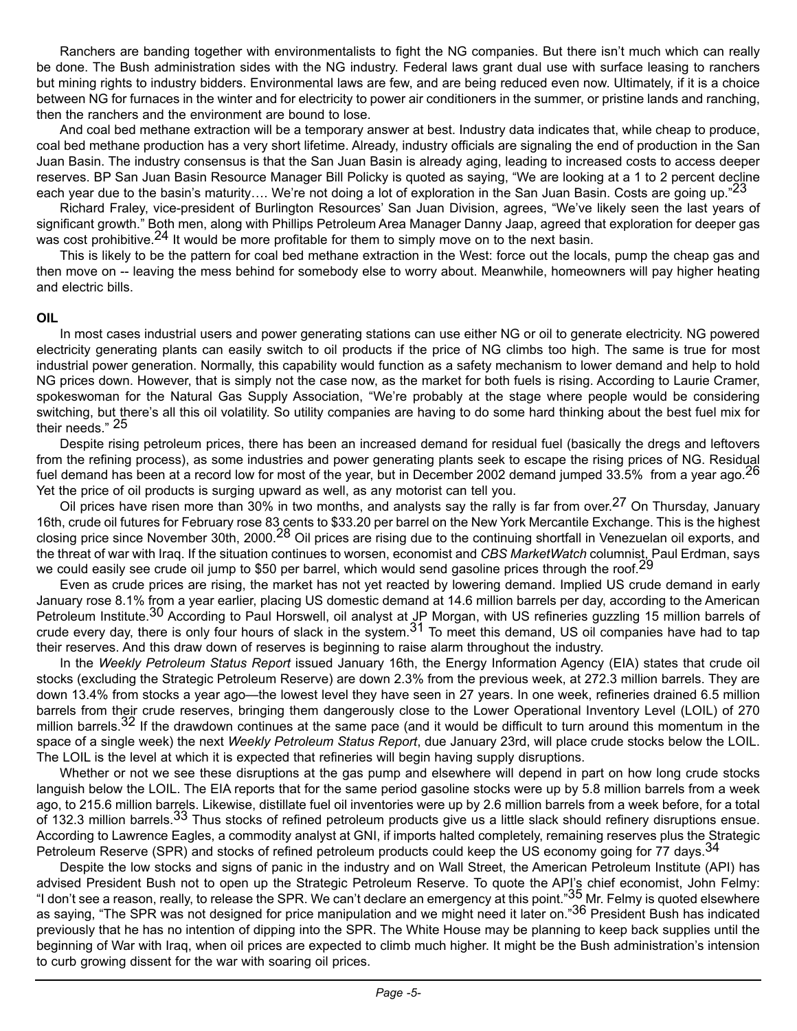Ranchers are banding together with environmentalists to fight the NG companies. But there isn't much which can really be done. The Bush administration sides with the NG industry. Federal laws grant dual use with surface leasing to ranchers but mining rights to industry bidders. Environmental laws are few, and are being reduced even now. Ultimately, if it is a choice between NG for furnaces in the winter and for electricity to power air conditioners in the summer, or pristine lands and ranching, then the ranchers and the environment are bound to lose.

And coal bed methane extraction will be a temporary answer at best. Industry data indicates that, while cheap to produce, coal bed methane production has a very short lifetime. Already, industry officials are signaling the end of production in the San Juan Basin. The industry consensus is that the San Juan Basin is already aging, leading to increased costs to access deeper reserves. BP San Juan Basin Resource Manager Bill Policky is quoted as saying, "We are looking at a 1 to 2 percent decline each year due to the basin's maturity…. We're not doing a lot of exploration in the San Juan Basin. Costs are going up."[23]

Richard Fraley, vice-president of Burlington Resources' San Juan Division, agrees, "We've likely seen the last years of significant growth." Both men, along with Phillips Petroleum Area Manager Danny Jaap, agreed that exploration for deeper gas was cost prohibitive.[24] It would be more profitable for them to simply move on to the next basin.

This is likely to be the pattern for coal bed methane extraction in the West: force out the locals, pump the cheap gas and then move on -- leaving the mess behind for somebody else to worry about. Meanwhile, homeowners will pay higher heating and electric bills.

**OIL**

In most cases industrial users and power generating stations can use either NG or oil to generate electricity. NG powered electricity generating plants can easily switch to oil products if the price of NG climbs too high. The same is true for most industrial power generation. Normally, this capability would function as a safety mechanism to lower demand and help to hold NG prices down. However, that is simply not the case now, as the market for both fuels is rising. According to Laurie Cramer, spokeswoman for the Natural Gas Supply Association, "We're probably at the stage where people would be considering switching, but there's all this oil volatility. So utility companies are having to do some hard thinking about the best fuel mix for their needs." [25]

Despite rising petroleum prices, there has been an increased demand for residual fuel (basically the dregs and leftovers from the refining process), as some industries and power generating plants seek to escape the rising prices of NG. Residual fuel demand has been at a record low for most of the year, but in December 2002 demand jumped 33.5% from a year ago.[26] Yet the price of oil products is surging upward as well, as any motorist can tell you.

Oil prices have risen more than 30% in two months, and analysts say the rally is far from over.[27] On Thursday, January 16th, crude oil futures for February rose 83 cents to $33.20 per barrel on the New York Mercantile Exchange. This is the highest closing price since November 30th, 2000.[28] Oil prices are rising due to the continuing shortfall in Venezuelan oil exports, and the threat of war with Iraq. If the situation continues to worsen, economist and *CBS MarketWatch* columnist, Paul Erdman, says we could easily see crude oil jump to $50 per barrel, which would send gasoline prices through the roof.[29]

Even as crude prices are rising, the market has not yet reacted by lowering demand. Implied US crude demand in early January rose 8.1% from a year earlier, placing US domestic demand at 14.6 million barrels per day, according to the American Petroleum Institute.[30] According to Paul Horswell, oil analyst at JP Morgan, with US refineries guzzling 15 million barrels of crude every day, there is only four hours of slack in the system.[31] To meet this demand, US oil companies have had to tap their reserves. And this draw down of reserves is beginning to raise alarm throughout the industry.

In the *Weekly Petroleum Status Report* issued January 16th, the Energy Information Agency (EIA) states that crude oil stocks (excluding the Strategic Petroleum Reserve) are down 2.3% from the previous week, at 272.3 million barrels. They are down 13.4% from stocks a year ago—the lowest level they have seen in 27 years. In one week, refineries drained 6.5 million barrels from their crude reserves, bringing them dangerously close to the Lower Operational Inventory Level (LOIL) of 270 million barrels.[32] If the drawdown continues at the same pace (and it would be difficult to turn around this momentum in the space of a single week) the next *Weekly Petroleum Status Report*, due January 23rd, will place crude stocks below the LOIL. The LOIL is the level at which it is expected that refineries will begin having supply disruptions.

Whether or not we see these disruptions at the gas pump and elsewhere will depend in part on how long crude stocks languish below the LOIL. The EIA reports that for the same period gasoline stocks were up by 5.8 million barrels from a week ago, to 215.6 million barrels. Likewise, distillate fuel oil inventories were up by 2.6 million barrels from a week before, for a total of 132.3 million barrels.[33] Thus stocks of refined petroleum products give us a little slack should refinery disruptions ensue. According to Lawrence Eagles, a commodity analyst at GNI, if imports halted completely, remaining reserves plus the Strategic Petroleum Reserve (SPR) and stocks of refined petroleum products could keep the US economy going for 77 days.[34]

Despite the low stocks and signs of panic in the industry and on Wall Street, the American Petroleum Institute (API) has advised President Bush not to open up the Strategic Petroleum Reserve. To quote the API's chief economist, John Felmy: "I don't see a reason, really, to release the SPR. We can't declare an emergency at this point."[35] Mr. Felmy is quoted elsewhere as saying, "The SPR was not designed for price manipulation and we might need it later on."[36] President Bush has indicated previously that he has no intention of dipping into the SPR. The White House may be planning to keep back supplies until the beginning of War with Iraq, when oil prices are expected to climb much higher. It might be the Bush administration's intension to curb growing dissent for the war with soaring oil prices.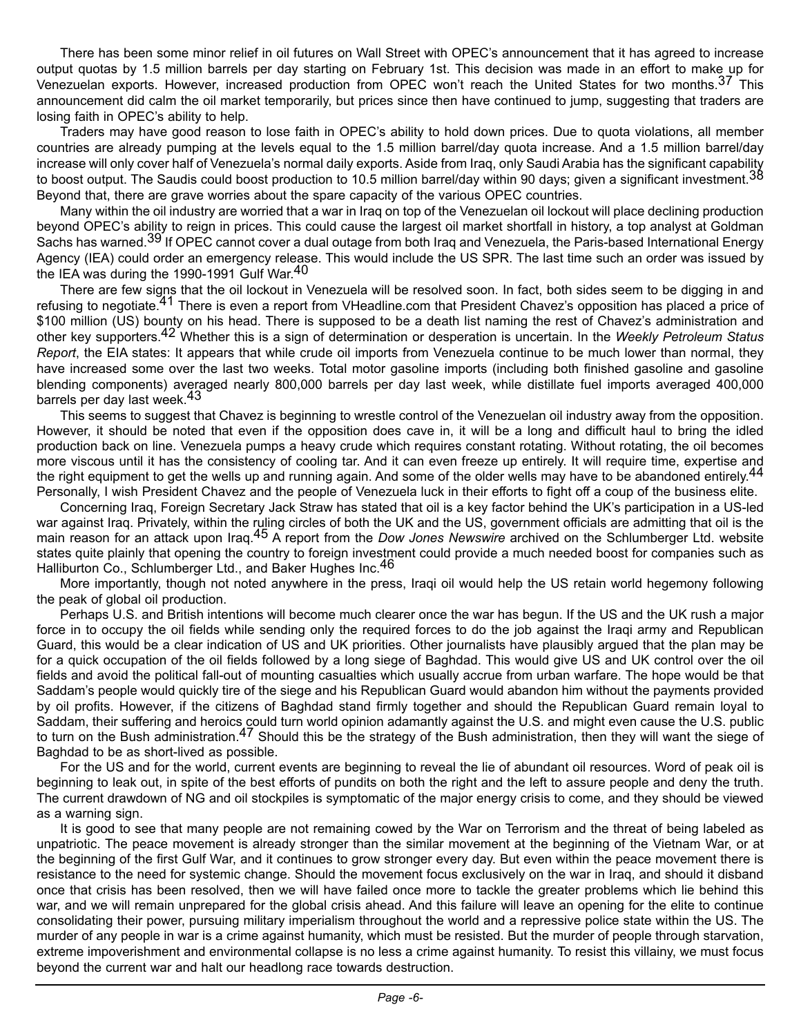There has been some minor relief in oil futures on Wall Street with OPEC's announcement that it has agreed to increase output quotas by 1.5 million barrels per day starting on February 1st. This decision was made in an effort to make up for Venezuelan exports. However, increased production from OPEC won't reach the United States for two months.[37] This announcement did calm the oil market temporarily, but prices since then have continued to jump, suggesting that traders are losing faith in OPEC's ability to help.

Traders may have good reason to lose faith in OPEC's ability to hold down prices. Due to quota violations, all member countries are already pumping at the levels equal to the 1.5 million barrel/day quota increase. And a 1.5 million barrel/day increase will only cover half of Venezuela's normal daily exports. Aside from Iraq, only Saudi Arabia has the significant capability to boost output. The Saudis could boost production to 10.5 million barrel/day within 90 days; given a significant investment.[38] Beyond that, there are grave worries about the spare capacity of the various OPEC countries.

Many within the oil industry are worried that a war in Iraq on top of the Venezuelan oil lockout will place declining production beyond OPEC's ability to reign in prices. This could cause the largest oil market shortfall in history, a top analyst at Goldman Sachs has warned.[39] If OPEC cannot cover a dual outage from both Iraq and Venezuela, the Paris-based International Energy Agency (IEA) could order an emergency release. This would include the US SPR. The last time such an order was issued by the IEA was during the 1990-1991 Gulf War.[40]

There are few signs that the oil lockout in Venezuela will be resolved soon. In fact, both sides seem to be digging in and refusing to negotiate.[41] There is even a report from VHeadline.com that President Chavez's opposition has placed a price of $100 million (US) bounty on his head. There is supposed to be a death list naming the rest of Chavez's administration and other key supporters.[42] Whether this is a sign of determination or desperation is uncertain. In the *Weekly Petroleum Status Report*, the EIA states: It appears that while crude oil imports from Venezuela continue to be much lower than normal, they have increased some over the last two weeks. Total motor gasoline imports (including both finished gasoline and gasoline blending components) averaged nearly 800,000 barrels per day last week, while distillate fuel imports averaged 400,000 barrels per day last week.[43]

This seems to suggest that Chavez is beginning to wrestle control of the Venezuelan oil industry away from the opposition. However, it should be noted that even if the opposition does cave in, it will be a long and difficult haul to bring the idled production back on line. Venezuela pumps a heavy crude which requires constant rotating. Without rotating, the oil becomes more viscous until it has the consistency of cooling tar. And it can even freeze up entirely. It will require time, expertise and the right equipment to get the wells up and running again. And some of the older wells may have to be abandoned entirely.[44] Personally, I wish President Chavez and the people of Venezuela luck in their efforts to fight off a coup of the business elite.

Concerning Iraq, Foreign Secretary Jack Straw has stated that oil is a key factor behind the UK's participation in a US-led war against Iraq. Privately, within the ruling circles of both the UK and the US, government officials are admitting that oil is the main reason for an attack upon Iraq.[45] A report from the *Dow Jones Newswire* archived on the Schlumberger Ltd. website states quite plainly that opening the country to foreign investment could provide a much needed boost for companies such as Halliburton Co., Schlumberger Ltd., and Baker Hughes Inc.[46]

More importantly, though not noted anywhere in the press, Iraqi oil would help the US retain world hegemony following the peak of global oil production.

Perhaps U.S. and British intentions will become much clearer once the war has begun. If the US and the UK rush a major force in to occupy the oil fields while sending only the required forces to do the job against the Iraqi army and Republican Guard, this would be a clear indication of US and UK priorities. Other journalists have plausibly argued that the plan may be for a quick occupation of the oil fields followed by a long siege of Baghdad. This would give US and UK control over the oil fields and avoid the political fall-out of mounting casualties which usually accrue from urban warfare. The hope would be that Saddam's people would quickly tire of the siege and his Republican Guard would abandon him without the payments provided by oil profits. However, if the citizens of Baghdad stand firmly together and should the Republican Guard remain loyal to Saddam, their suffering and heroics could turn world opinion adamantly against the U.S. and might even cause the U.S. public to turn on the Bush administration.[47] Should this be the strategy of the Bush administration, then they will want the siege of Baghdad to be as short-lived as possible.

For the US and for the world, current events are beginning to reveal the lie of abundant oil resources. Word of peak oil is beginning to leak out, in spite of the best efforts of pundits on both the right and the left to assure people and deny the truth. The current drawdown of NG and oil stockpiles is symptomatic of the major energy crisis to come, and they should be viewed as a warning sign.

It is good to see that many people are not remaining cowed by the War on Terrorism and the threat of being labeled as unpatriotic. The peace movement is already stronger than the similar movement at the beginning of the Vietnam War, or at the beginning of the first Gulf War, and it continues to grow stronger every day. But even within the peace movement there is resistance to the need for systemic change. Should the movement focus exclusively on the war in Iraq, and should it disband once that crisis has been resolved, then we will have failed once more to tackle the greater problems which lie behind this war, and we will remain unprepared for the global crisis ahead. And this failure will leave an opening for the elite to continue consolidating their power, pursuing military imperialism throughout the world and a repressive police state within the US. The murder of any people in war is a crime against humanity, which must be resisted. But the murder of people through starvation, extreme impoverishment and environmental collapse is no less a crime against humanity. To resist this villainy, we must focus beyond the current war and halt our headlong race towards destruction.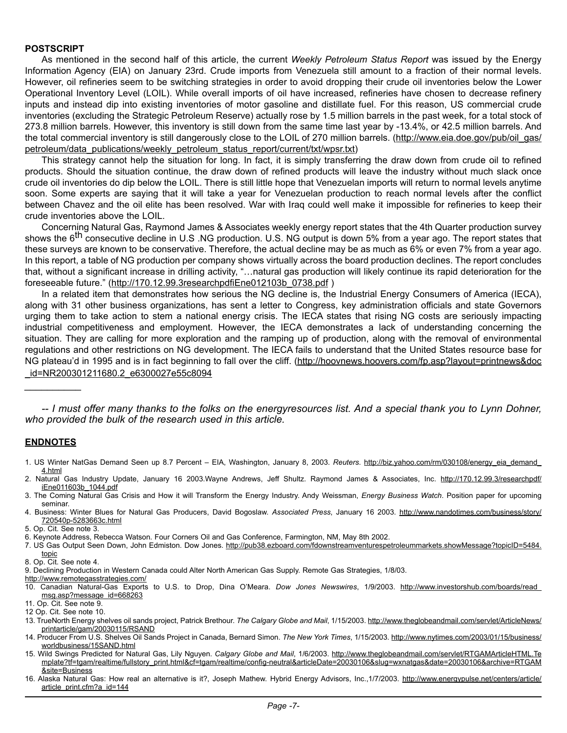**POSTSCRIPT**

As mentioned in the second half of this article, the current *Weekly Petroleum Status Report* was issued by the Energy Information Agency (EIA) on January 23rd. Crude imports from Venezuela still amount to a fraction of their normal levels. However, oil refineries seem to be switching strategies in order to avoid dropping their crude oil inventories below the Lower Operational Inventory Level (LOIL). While overall imports of oil have increased, refineries have chosen to decrease refinery inputs and instead dip into existing inventories of motor gasoline and distillate fuel. For this reason, US commercial crude inventories (excluding the Strategic Petroleum Reserve) actually rose by 1.5 million barrels in the past week, for a total stock of 273.8 million barrels. However, this inventory is still down from the same time last year by -13.4%, or 42.5 million barrels. And the total commercial inventory is still dangerously close to the LOIL of 270 million barrels. (http://www.eia.doe.gov/pub/oil_gas/petroleum/data_publications/weekly_petroleum_status_report/current/txt/wpsr.txt)

This strategy cannot help the situation for long. In fact, it is simply transferring the draw down from crude oil to refined products. Should the situation continue, the draw down of refined products will leave the industry without much slack once crude oil inventories do dip below the LOIL. There is still little hope that Venezuelan imports will return to normal levels anytime soon. Some experts are saying that it will take a year for Venezuelan production to reach normal levels after the conflict between Chavez and the oil elite has been resolved. War with Iraq could well make it impossible for refineries to keep their crude inventories above the LOIL.

Concerning Natural Gas, Raymond James & Associates weekly energy report states that the 4th Quarter production survey shows the 6th consecutive decline in U.S .NG production. U.S. NG output is down 5% from a year ago. The report states that these surveys are known to be conservative. Therefore, the actual decline may be as much as 6% or even 7% from a year ago. In this report, a table of NG production per company shows virtually across the board production declines. The report concludes that, without a significant increase in drilling activity, "…natural gas production will likely continue its rapid deterioration for the foreseeable future." (http://170.12.99.3researchpdfiEne012103b_0738.pdf )

In a related item that demonstrates how serious the NG decline is, the Industrial Energy Consumers of America (IECA), along with 31 other business organizations, has sent a letter to Congress, key administration officials and state Governors urging them to take action to stem a national energy crisis. The IECA states that rising NG costs are seriously impacting industrial competitiveness and employment. However, the IECA demonstrates a lack of understanding concerning the situation. They are calling for more exploration and the ramping up of production, along with the removal of environmental regulations and other restrictions on NG development. The IECA fails to understand that the United States resource base for NG plateau'd in 1995 and is in fact beginning to fall over the cliff. (http://hoovnews.hoovers.com/fp.asp?layout=printnews&doc_id=NR200301211680.2_e6300027e55c8094

---

*-- I must offer many thanks to the folks on the energyresources list. And a special thank you to Lynn Dohner, who provided the bulk of the research used in this article.*

**ENDNOTES**

1. US Winter NatGas Demand Seen up 8.7 Percent – EIA, Washington, January 8, 2003. *Reuters*. http://biz.yahoo.com/rm/030108/energy_eia_demand_4.html
2. Natural Gas Industry Update, January 16 2003.Wayne Andrews, Jeff Shultz. Raymond James & Associates, Inc. http://170.12.99.3/researchpdf/iEne011603b_1044.pdf
3. The Coming Natural Gas Crisis and How it will Transform the Energy Industry. Andy Weissman, *Energy Business Watch*. Position paper for upcoming seminar.
4. Business: Winter Blues for Natural Gas Producers, David Bogoslaw. *Associated Press*, January 16 2003. http://www.nandotimes.com/business/story/720540p-5283663c.html
5. Op. Cit. See note 3.
6. Keynote Address, Rebecca Watson. Four Corners Oil and Gas Conference, Farmington, NM, May 8th 2002.
7. US Gas Output Seen Down, John Edmiston. Dow Jones. http://pub38.ezboard.com/fdownstreamventurespetroleummarkets.showMessage?topicID=5484.topic
8. Op. Cit. See note 4.
9. Declining Production in Western Canada could Alter North American Gas Supply. Remote Gas Strategies, 1/8/03. http://www.remotegasstrategies.com/
10. Canadian Natural-Gas Exports to U.S. to Drop, Dina O'Meara. *Dow Jones Newswires*, 1/9/2003. http://www.investorshub.com/boards/read_msg.asp?message_id=668263
11. Op. Cit. See note 9.
12. Op. Cit. See note 10.
13. TrueNorth Energy shelves oil sands project, Patrick Brethour. *The Calgary Globe and Mail*, 1/15/2003. http://www.theglobeandmail.com/servlet/ArticleNews/printarticle/gam/20030115/RSAND
14. Producer From U.S. Shelves Oil Sands Project in Canada, Bernard Simon. *The New York Times*, 1/15/2003. http://www.nytimes.com/2003/01/15/business/worldbusiness/15SAND.html
15. Wild Swings Predicted for Natural Gas, Lily Nguyen. *Calgary Globe and Mail*, 1/6/2003. http://www.theglobeandmail.com/servlet/RTGAMArticleHTML.Template?tf=tgam/realtime/fullstory_print.html&cf=tgam/realtime/config-neutral&articleDate=20030106&slug=wxnatgas&date=20030106&archive=RTGAM&site=Business
16. Alaska Natural Gas: How real an alternative is it?, Joseph Mathew. Hybrid Energy Advisors, Inc.,1/7/2003. http://www.energypulse.net/centers/article/article_print.cfm?a_id=144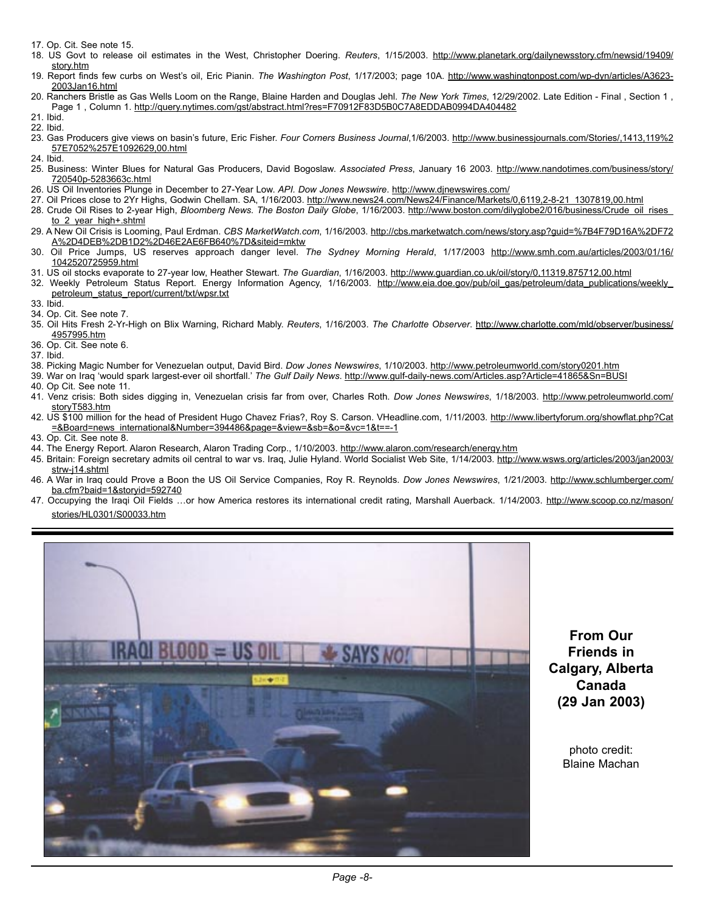17. Op. Cit. See note 15.
18. US Govt to release oil estimates in the West, Christopher Doering. *Reuters*, 1/15/2003. http://www.planetark.org/dailynewsstory.cfm/newsid/19409/story.htm
19. Report finds few curbs on West's oil, Eric Pianin. *The Washington Post*, 1/17/2003; page 10A. http://www.washingtonpost.com/wp-dyn/articles/A3623-2003Jan16.html
20. Ranchers Bristle as Gas Wells Loom on the Range, Blaine Harden and Douglas Jehl. *The New York Times*, 12/29/2002. Late Edition - Final , Section 1 , Page 1 , Column 1. http://query.nytimes.com/gst/abstract.html?res=F70912F83D5B0C7A8EDDAB0994DA404482
21. Ibid.
22. Ibid.
23. Gas Producers give views on basin's future, Eric Fisher. *Four Corners Business Journal*,1/6/2003. http://www.businessjournals.com/Stories/,1413,119%257E7052%257E1092629,00.html
24. Ibid.
25. Business: Winter Blues for Natural Gas Producers, David Bogoslaw. *Associated Press*, January 16 2003. http://www.nandotimes.com/business/story/720540p-5283663c.html
26. US Oil Inventories Plunge in December to 27-Year Low. *API. Dow Jones Newswire*. http://www.djnewswires.com/
27. Oil Prices close to 2Yr Highs, Godwin Chellam. SA, 1/16/2003. http://www.news24.com/News24/Finance/Markets/0,6119,2-8-21_1307819,00.html
28. Crude Oil Rises to 2-year High, *Bloomberg News. The Boston Daily Globe*, 1/16/2003. http://www.boston.com/dilyglobe2/016/business/Crude_oil_rises_to_2_year_high+.shtml
29. A New Oil Crisis is Looming, Paul Erdman. *CBS MarketWatch.com*, 1/16/2003. http://cbs.marketwatch.com/news/story.asp?guid=%7B4F79D16A%2DF72A%2D4DEB%2DB1D2%2D46E2AE6FB640%7D&siteid=mktw
30. Oil Price Jumps, US reserves approach danger level. *The Sydney Morning Herald*, 1/17/2003 http://www.smh.com.au/articles/2003/01/16/1042520725959.html
31. US oil stocks evaporate to 27-year low, Heather Stewart. *The Guardian*, 1/16/2003. http://www.guardian.co.uk/oil/story/0,11319,875712,00.html
32. Weekly Petroleum Status Report. Energy Information Agency, 1/16/2003. http://www.eia.doe.gov/pub/oil_gas/petroleum/data_publications/weekly_petroleum_status_report/current/txt/wpsr.txt
33. Ibid.
34. Op. Cit. See note 7.
35. Oil Hits Fresh 2-Yr-High on Blix Warning, Richard Mably. *Reuters*, 1/16/2003. *The Charlotte Observer*. http://www.charlotte.com/mld/observer/business/4957995.htm
36. Op. Cit. See note 6.
37. Ibid.
38. Picking Magic Number for Venezuelan output, David Bird. *Dow Jones Newswires*, 1/10/2003. http://www.petroleumworld.com/story0201.htm
39. War on Iraq 'would spark largest-ever oil shortfall.' *The Gulf Daily News*. http://www.gulf-daily-news.com/Articles.asp?Article=41865&Sn=BUSI
40. Op Cit. See note 11.
41. Venz crisis: Both sides digging in, Venezuelan crisis far from over, Charles Roth. *Dow Jones Newswires*, 1/18/2003. http://www.petroleumworld.com/storyT583.htm
42. US $100 million for the head of President Hugo Chavez Frias?, Roy S. Carson. VHeadline.com, 1/11/2003. http://www.libertyforum.org/showflat.php?Cat=&Board=news_international&Number=394486&page=&view=&sb=&o=&vc=1&t==-1
43. Op. Cit. See note 8.
44. The Energy Report. Alaron Research, Alaron Trading Corp., 1/10/2003. http://www.alaron.com/research/energy.htm
45. Britain: Foreign secretary admits oil central to war vs. Iraq, Julie Hyland. World Socialist Web Site, 1/14/2003. http://www.wsws.org/articles/2003/jan2003/strw-j14.shtml
46. A War in Iraq could Prove a Boon the US Oil Service Companies, Roy R. Reynolds. *Dow Jones Newswires*, 1/21/2003. http://www.schlumberger.com/ba.cfm?baid=1&storyid=592740
47. Occupying the Iraqi Oil Fields …or how America restores its international credit rating, Marshall Auerback. 1/14/2003. http://www.scoop.co.nz/mason/stories/HL0301/S00033.htm

**From Our Friends in Calgary, Alberta Canada (29 Jan 2003)**

photo credit: Blaine Machan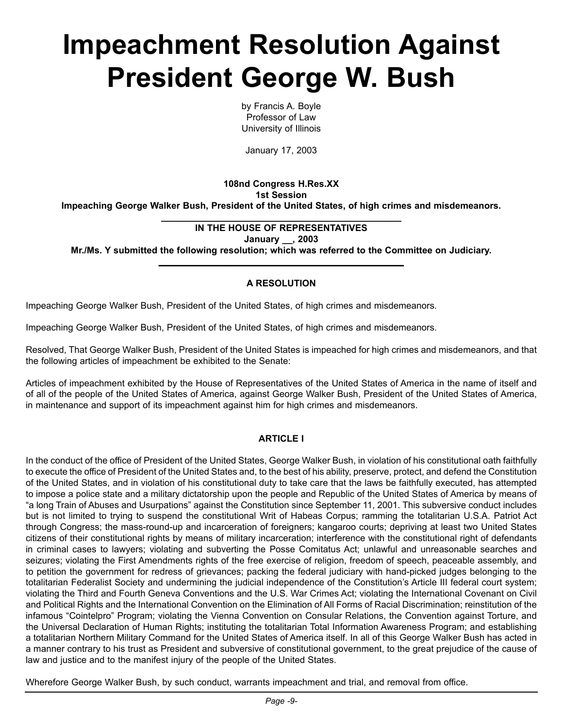# Impeachment Resolution Against President George W. Bush

by Francis A. Boyle
Professor of Law
University of Illinois

January 17, 2003

**108nd Congress H.Res.XX**
**1st Session**
**Impeaching George Walker Bush, President of the United States, of high crimes and misdemeanors.**

---

**IN THE HOUSE OF REPRESENTATIVES**
**January __, 2003**
**Mr./Ms. Y submitted the following resolution; which was referred to the Committee on Judiciary.**

---

**A RESOLUTION**

Impeaching George Walker Bush, President of the United States, of high crimes and misdemeanors.

Impeaching George Walker Bush, President of the United States, of high crimes and misdemeanors.

Resolved, That George Walker Bush, President of the United States is impeached for high crimes and misdemeanors, and that the following articles of impeachment be exhibited to the Senate:

Articles of impeachment exhibited by the House of Representatives of the United States of America in the name of itself and of all of the people of the United States of America, against George Walker Bush, President of the United States of America, in maintenance and support of its impeachment against him for high crimes and misdemeanors.

**ARTICLE I**

In the conduct of the office of President of the United States, George Walker Bush, in violation of his constitutional oath faithfully to execute the office of President of the United States and, to the best of his ability, preserve, protect, and defend the Constitution of the United States, and in violation of his constitutional duty to take care that the laws be faithfully executed, has attempted to impose a police state and a military dictatorship upon the people and Republic of the United States of America by means of "a long Train of Abuses and Usurpations" against the Constitution since September 11, 2001. This subversive conduct includes but is not limited to trying to suspend the constitutional Writ of Habeas Corpus; ramming the totalitarian U.S.A. Patriot Act through Congress; the mass-round-up and incarceration of foreigners; kangaroo courts; depriving at least two United States citizens of their constitutional rights by means of military incarceration; interference with the constitutional right of defendants in criminal cases to lawyers; violating and subverting the Posse Comitatus Act; unlawful and unreasonable searches and seizures; violating the First Amendments rights of the free exercise of religion, freedom of speech, peaceable assembly, and to petition the government for redress of grievances; packing the federal judiciary with hand-picked judges belonging to the totalitarian Federalist Society and undermining the judicial independence of the Constitution's Article III federal court system; violating the Third and Fourth Geneva Conventions and the U.S. War Crimes Act; violating the International Covenant on Civil and Political Rights and the International Convention on the Elimination of All Forms of Racial Discrimination; reinstitution of the infamous "Cointelpro" Program; violating the Vienna Convention on Consular Relations, the Convention against Torture, and the Universal Declaration of Human Rights; instituting the totalitarian Total Information Awareness Program; and establishing a totalitarian Northern Military Command for the United States of America itself. In all of this George Walker Bush has acted in a manner contrary to his trust as President and subversive of constitutional government, to the great prejudice of the cause of law and justice and to the manifest injury of the people of the United States.

Wherefore George Walker Bush, by such conduct, warrants impeachment and trial, and removal from office.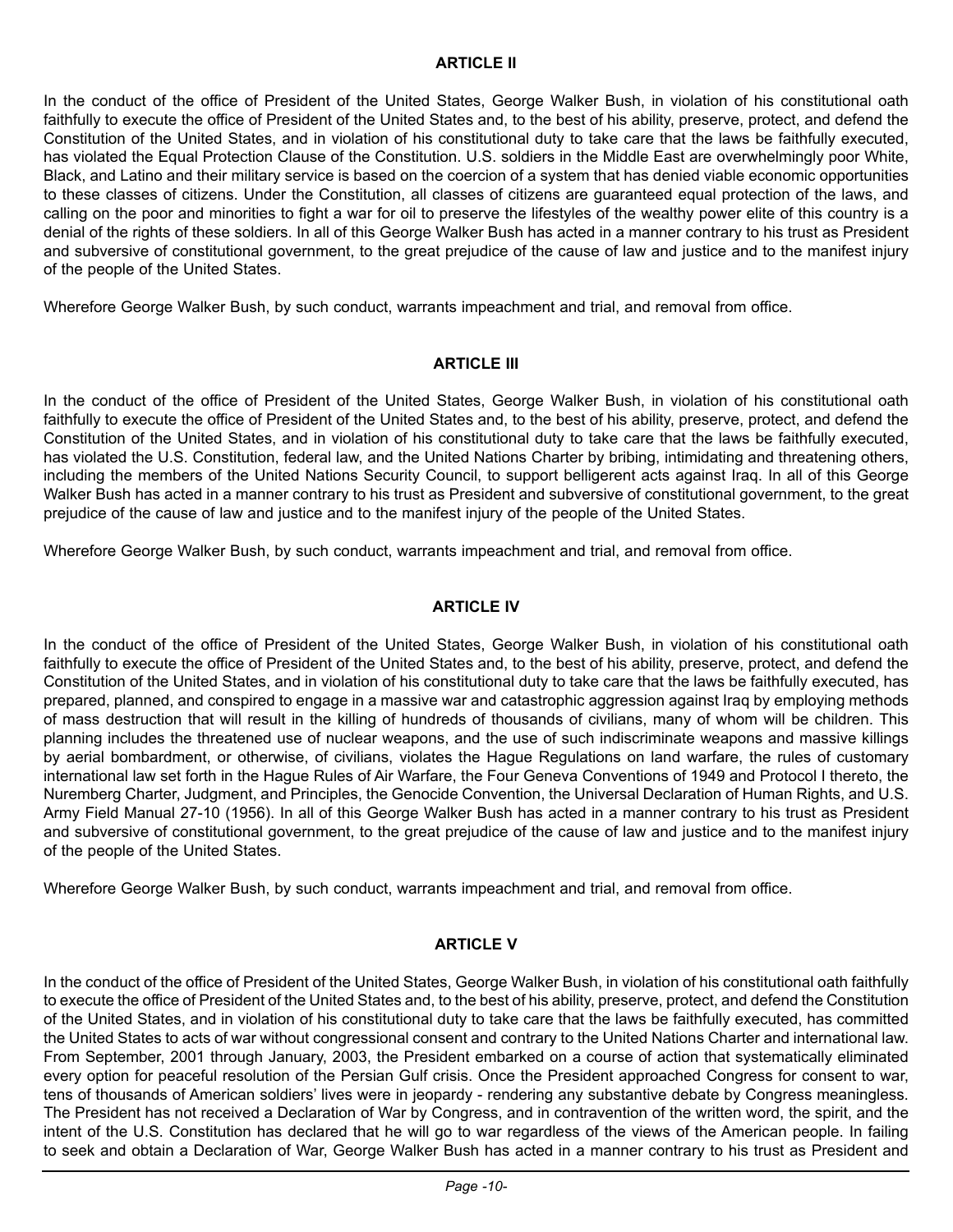## ARTICLE II

In the conduct of the office of President of the United States, George Walker Bush, in violation of his constitutional oath faithfully to execute the office of President of the United States and, to the best of his ability, preserve, protect, and defend the Constitution of the United States, and in violation of his constitutional duty to take care that the laws be faithfully executed, has violated the Equal Protection Clause of the Constitution. U.S. soldiers in the Middle East are overwhelmingly poor White, Black, and Latino and their military service is based on the coercion of a system that has denied viable economic opportunities to these classes of citizens. Under the Constitution, all classes of citizens are guaranteed equal protection of the laws, and calling on the poor and minorities to fight a war for oil to preserve the lifestyles of the wealthy power elite of this country is a denial of the rights of these soldiers. In all of this George Walker Bush has acted in a manner contrary to his trust as President and subversive of constitutional government, to the great prejudice of the cause of law and justice and to the manifest injury of the people of the United States.

Wherefore George Walker Bush, by such conduct, warrants impeachment and trial, and removal from office.

## ARTICLE III

In the conduct of the office of President of the United States, George Walker Bush, in violation of his constitutional oath faithfully to execute the office of President of the United States and, to the best of his ability, preserve, protect, and defend the Constitution of the United States, and in violation of his constitutional duty to take care that the laws be faithfully executed, has violated the U.S. Constitution, federal law, and the United Nations Charter by bribing, intimidating and threatening others, including the members of the United Nations Security Council, to support belligerent acts against Iraq. In all of this George Walker Bush has acted in a manner contrary to his trust as President and subversive of constitutional government, to the great prejudice of the cause of law and justice and to the manifest injury of the people of the United States.

Wherefore George Walker Bush, by such conduct, warrants impeachment and trial, and removal from office.

## ARTICLE IV

In the conduct of the office of President of the United States, George Walker Bush, in violation of his constitutional oath faithfully to execute the office of President of the United States and, to the best of his ability, preserve, protect, and defend the Constitution of the United States, and in violation of his constitutional duty to take care that the laws be faithfully executed, has prepared, planned, and conspired to engage in a massive war and catastrophic aggression against Iraq by employing methods of mass destruction that will result in the killing of hundreds of thousands of civilians, many of whom will be children. This planning includes the threatened use of nuclear weapons, and the use of such indiscriminate weapons and massive killings by aerial bombardment, or otherwise, of civilians, violates the Hague Regulations on land warfare, the rules of customary international law set forth in the Hague Rules of Air Warfare, the Four Geneva Conventions of 1949 and Protocol I thereto, the Nuremberg Charter, Judgment, and Principles, the Genocide Convention, the Universal Declaration of Human Rights, and U.S. Army Field Manual 27-10 (1956). In all of this George Walker Bush has acted in a manner contrary to his trust as President and subversive of constitutional government, to the great prejudice of the cause of law and justice and to the manifest injury of the people of the United States.

Wherefore George Walker Bush, by such conduct, warrants impeachment and trial, and removal from office.

## ARTICLE V

In the conduct of the office of President of the United States, George Walker Bush, in violation of his constitutional oath faithfully to execute the office of President of the United States and, to the best of his ability, preserve, protect, and defend the Constitution of the United States, and in violation of his constitutional duty to take care that the laws be faithfully executed, has committed the United States to acts of war without congressional consent and contrary to the United Nations Charter and international law. From September, 2001 through January, 2003, the President embarked on a course of action that systematically eliminated every option for peaceful resolution of the Persian Gulf crisis. Once the President approached Congress for consent to war, tens of thousands of American soldiers' lives were in jeopardy - rendering any substantive debate by Congress meaningless. The President has not received a Declaration of War by Congress, and in contravention of the written word, the spirit, and the intent of the U.S. Constitution has declared that he will go to war regardless of the views of the American people. In failing to seek and obtain a Declaration of War, George Walker Bush has acted in a manner contrary to his trust as President and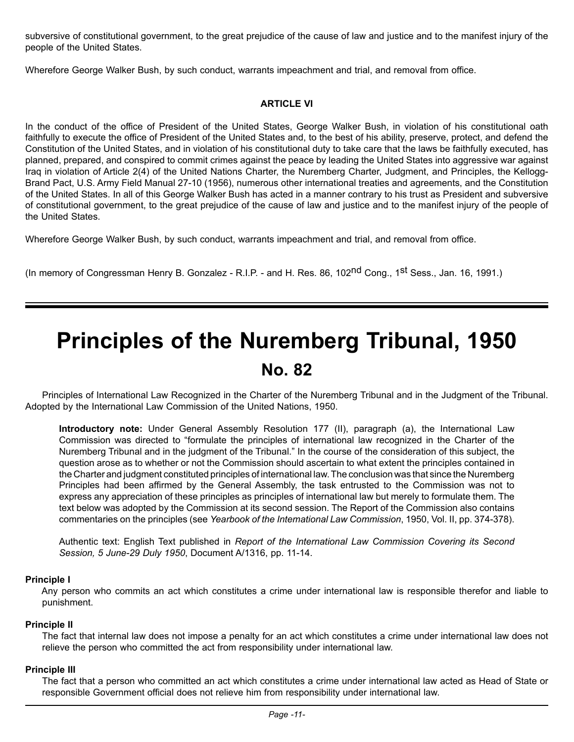subversive of constitutional government, to the great prejudice of the cause of law and justice and to the manifest injury of the people of the United States.

Wherefore George Walker Bush, by such conduct, warrants impeachment and trial, and removal from office.

**ARTICLE VI**

In the conduct of the office of President of the United States, George Walker Bush, in violation of his constitutional oath faithfully to execute the office of President of the United States and, to the best of his ability, preserve, protect, and defend the Constitution of the United States, and in violation of his constitutional duty to take care that the laws be faithfully executed, has planned, prepared, and conspired to commit crimes against the peace by leading the United States into aggressive war against Iraq in violation of Article 2(4) of the United Nations Charter, the Nuremberg Charter, Judgment, and Principles, the Kellogg-Brand Pact, U.S. Army Field Manual 27-10 (1956), numerous other international treaties and agreements, and the Constitution of the United States. In all of this George Walker Bush has acted in a manner contrary to his trust as President and subversive of constitutional government, to the great prejudice of the cause of law and justice and to the manifest injury of the people of the United States.

Wherefore George Walker Bush, by such conduct, warrants impeachment and trial, and removal from office.

(In memory of Congressman Henry B. Gonzalez - R.I.P. - and H. Res. 86, 102nd Cong., 1st Sess., Jan. 16, 1991.)

---

# Principles of the Nuremberg Tribunal, 1950

## No. 82

Principles of International Law Recognized in the Charter of the Nuremberg Tribunal and in the Judgment of the Tribunal. Adopted by the International Law Commission of the United Nations, 1950.

> **Introductory note:** Under General Assembly Resolution 177 (II), paragraph (a), the International Law Commission was directed to "formulate the principles of international law recognized in the Charter of the Nuremberg Tribunal and in the judgment of the Tribunal." In the course of the consideration of this subject, the question arose as to whether or not the Commission should ascertain to what extent the principles contained in the Charter and judgment constituted principles of international law. The conclusion was that since the Nuremberg Principles had been affirmed by the General Assembly, the task entrusted to the Commission was not to express any appreciation of these principles as principles of international law but merely to formulate them. The text below was adopted by the Commission at its second session. The Report of the Commission also contains commentaries on the principles (see *Yearbook of the Intemational Law Commission*, 1950, Vol. II, pp. 374-378).
>
> Authentic text: English Text published in *Report of the International Law Commission Covering its Second Session, 5 June-29 Duly 1950*, Document A/1316, pp. 11-14.

**Principle I**

Any person who commits an act which constitutes a crime under international law is responsible therefor and liable to punishment.

**Principle II**

The fact that internal law does not impose a penalty for an act which constitutes a crime under international law does not relieve the person who committed the act from responsibility under international law.

**Principle III**

The fact that a person who committed an act which constitutes a crime under international law acted as Head of State or responsible Government official does not relieve him from responsibility under international law.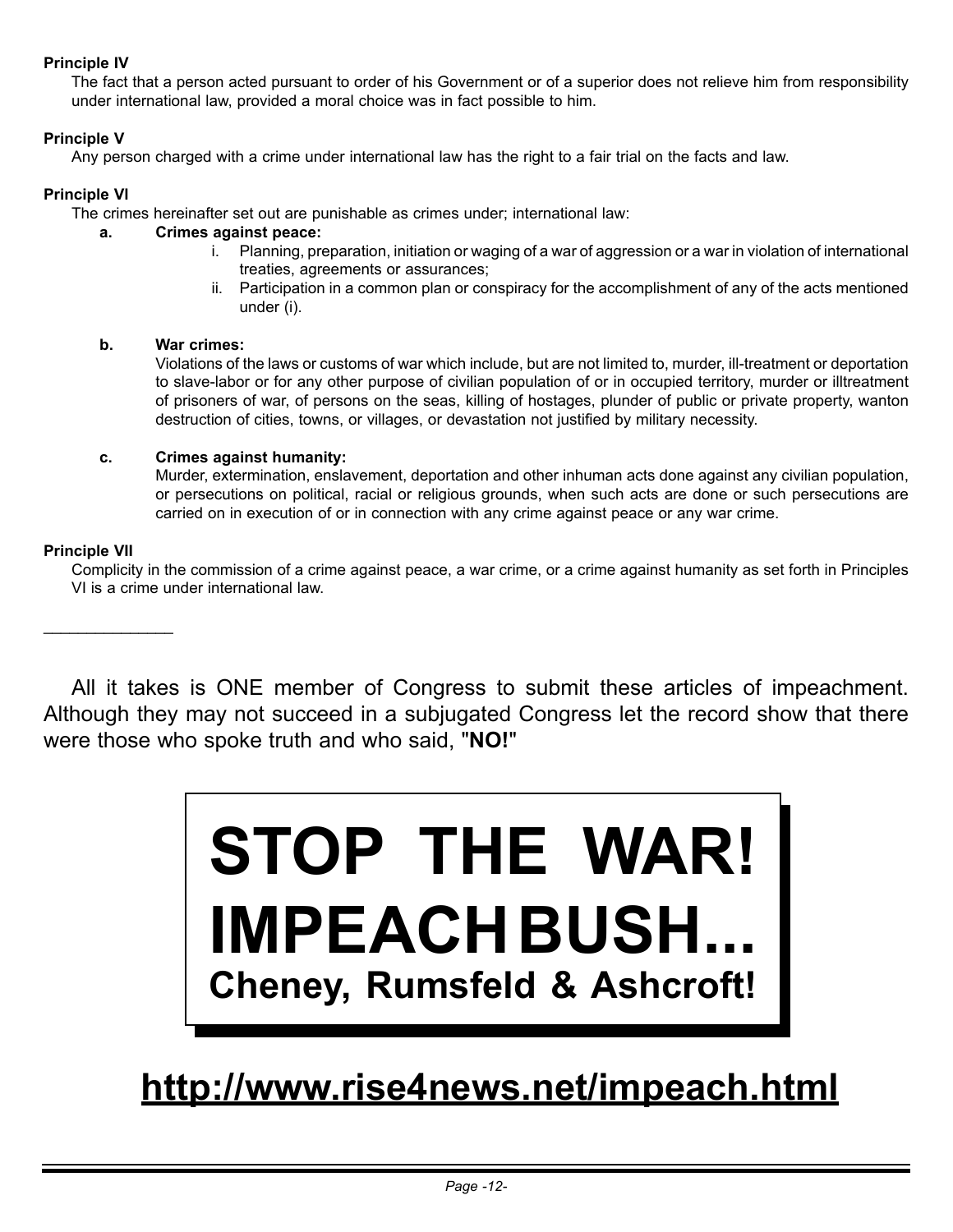**Principle IV**

The fact that a person acted pursuant to order of his Government or of a superior does not relieve him from responsibility under international law, provided a moral choice was in fact possible to him.

**Principle V**

Any person charged with a crime under international law has the right to a fair trial on the facts and law.

**Principle VI**

The crimes hereinafter set out are punishable as crimes under; international law:

**a. Crimes against peace:**

i. Planning, preparation, initiation or waging of a war of aggression or a war in violation of international treaties, agreements or assurances;

ii. Participation in a common plan or conspiracy for the accomplishment of any of the acts mentioned under (i).

**b. War crimes:**

Violations of the laws or customs of war which include, but are not limited to, murder, ill-treatment or deportation to slave-labor or for any other purpose of civilian population of or in occupied territory, murder or illtreatment of prisoners of war, of persons on the seas, killing of hostages, plunder of public or private property, wanton destruction of cities, towns, or villages, or devastation not justified by military necessity.

**c. Crimes against humanity:**

Murder, extermination, enslavement, deportation and other inhuman acts done against any civilian population, or persecutions on political, racial or religious grounds, when such acts are done or such persecutions are carried on in execution of or in connection with any crime against peace or any war crime.

**Principle VII**

Complicity in the commission of a crime against peace, a war crime, or a crime against humanity as set forth in Principles VI is a crime under international law.

______________

All it takes is ONE member of Congress to submit these articles of impeachment. Although they may not succeed in a subjugated Congress let the record show that there were those who spoke truth and who said, "**NO!**"

# STOP THE WAR!
# IMPEACH BUSH...
## Cheney, Rumsfeld & Ashcroft!

## http://www.rise4news.net/impeach.html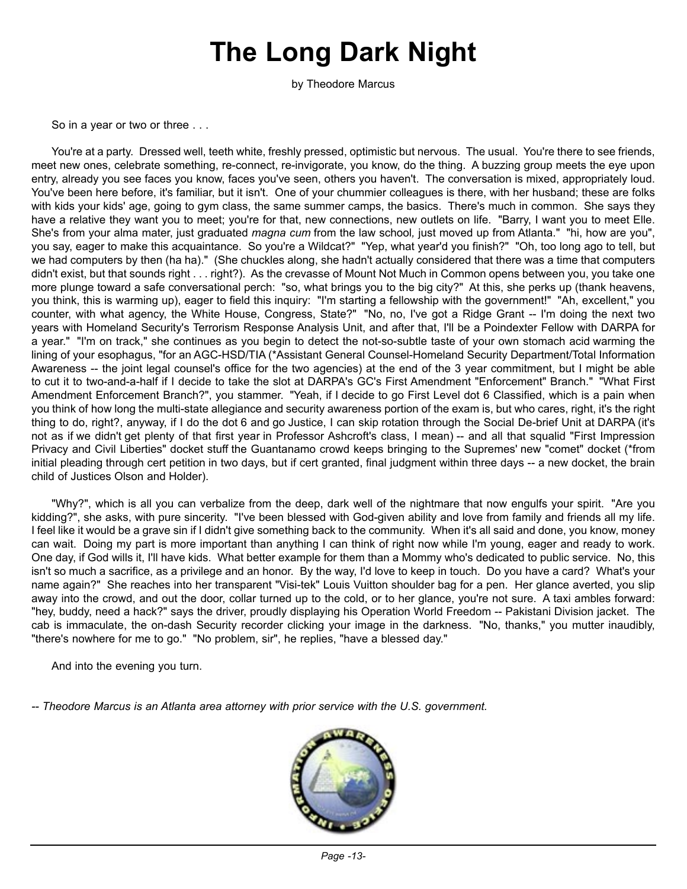# The Long Dark Night

by Theodore Marcus

So in a year or two or three . . .

You're at a party. Dressed well, teeth white, freshly pressed, optimistic but nervous. The usual. You're there to see friends, meet new ones, celebrate something, re-connect, re-invigorate, you know, do the thing. A buzzing group meets the eye upon entry, already you see faces you know, faces you've seen, others you haven't. The conversation is mixed, appropriately loud. You've been here before, it's familiar, but it isn't. One of your chummier colleagues is there, with her husband; these are folks with kids your kids' age, going to gym class, the same summer camps, the basics. There's much in common. She says they have a relative they want you to meet; you're for that, new connections, new outlets on life. "Barry, I want you to meet Elle. She's from your alma mater, just graduated *magna cum* from the law school, just moved up from Atlanta." "hi, how are you", you say, eager to make this acquaintance. So you're a Wildcat?" "Yep, what year'd you finish?" "Oh, too long ago to tell, but we had computers by then (ha ha)." (She chuckles along, she hadn't actually considered that there was a time that computers didn't exist, but that sounds right . . . right?). As the crevasse of Mount Not Much in Common opens between you, you take one more plunge toward a safe conversational perch: "so, what brings you to the big city?" At this, she perks up (thank heavens, you think, this is warming up), eager to field this inquiry: "I'm starting a fellowship with the government!" "Ah, excellent," you counter, with what agency, the White House, Congress, State?" "No, no, I've got a Ridge Grant -- I'm doing the next two years with Homeland Security's Terrorism Response Analysis Unit, and after that, I'll be a Poindexter Fellow with DARPA for a year." "I'm on track," she continues as you begin to detect the not-so-subtle taste of your own stomach acid warming the lining of your esophagus, "for an AGC-HSD/TIA (*Assistant General Counsel-Homeland Security Department/Total Information Awareness -- the joint legal counsel's office for the two agencies) at the end of the 3 year commitment, but I might be able to cut it to two-and-a-half if I decide to take the slot at DARPA's GC's First Amendment "Enforcement" Branch." "What First Amendment Enforcement Branch?", you stammer. "Yeah, if I decide to go First Level dot 6 Classified, which is a pain when you think of how long the multi-state allegiance and security awareness portion of the exam is, but who cares, right, it's the right thing to do, right?, anyway, if I do the dot 6 and go Justice, I can skip rotation through the Social De-brief Unit at DARPA (it's not as if we didn't get plenty of that first year in Professor Ashcroft's class, I mean) -- and all that squalid "First Impression Privacy and Civil Liberties" docket stuff the Guantanamo crowd keeps bringing to the Supremes' new "comet" docket (*from initial pleading through cert petition in two days, but if cert granted, final judgment within three days -- a new docket, the brain child of Justices Olson and Holder).

"Why?", which is all you can verbalize from the deep, dark well of the nightmare that now engulfs your spirit. "Are you kidding?", she asks, with pure sincerity. "I've been blessed with God-given ability and love from family and friends all my life. I feel like it would be a grave sin if I didn't give something back to the community. When it's all said and done, you know, money can wait. Doing my part is more important than anything I can think of right now while I'm young, eager and ready to work. One day, if God wills it, I'll have kids. What better example for them than a Mommy who's dedicated to public service. No, this isn't so much a sacrifice, as a privilege and an honor. By the way, I'd love to keep in touch. Do you have a card? What's your name again?" She reaches into her transparent "Visi-tek" Louis Vuitton shoulder bag for a pen. Her glance averted, you slip away into the crowd, and out the door, collar turned up to the cold, or to her glance, you're not sure. A taxi ambles forward: "hey, buddy, need a hack?" says the driver, proudly displaying his Operation World Freedom -- Pakistani Division jacket. The cab is immaculate, the on-dash Security recorder clicking your image in the darkness. "No, thanks," you mutter inaudibly, "there's nowhere for me to go." "No problem, sir", he replies, "have a blessed day."

And into the evening you turn.

*-- Theodore Marcus is an Atlanta area attorney with prior service with the U.S. government.*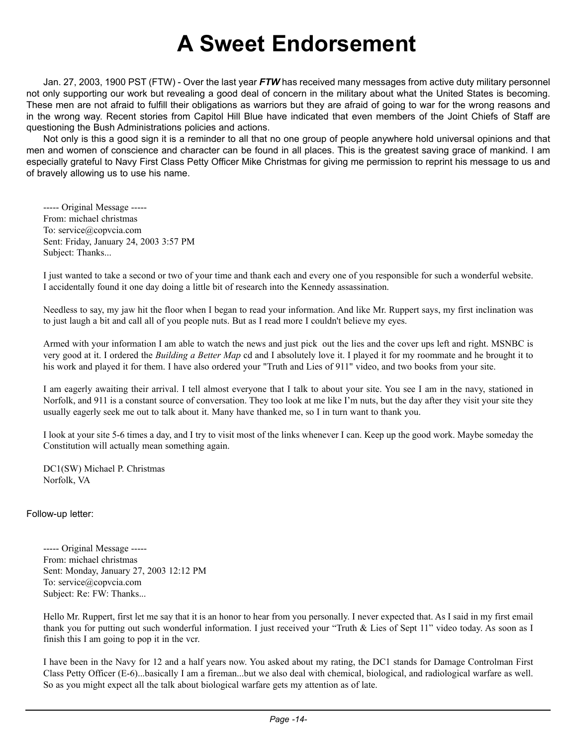# A Sweet Endorsement

Jan. 27, 2003, 1900 PST (FTW) - Over the last year ***FTW*** has received many messages from active duty military personnel not only supporting our work but revealing a good deal of concern in the military about what the United States is becoming. These men are not afraid to fulfill their obligations as warriors but they are afraid of going to war for the wrong reasons and in the wrong way. Recent stories from Capitol Hill Blue have indicated that even members of the Joint Chiefs of Staff are questioning the Bush Administrations policies and actions.

Not only is this a good sign it is a reminder to all that no one group of people anywhere hold universal opinions and that men and women of conscience and character can be found in all places. This is the greatest saving grace of mankind. I am especially grateful to Navy First Class Petty Officer Mike Christmas for giving me permission to reprint his message to us and of bravely allowing us to use his name.

> ----- Original Message -----
> From: michael christmas
> To: service@copvcia.com
> Sent: Friday, January 24, 2003 3:57 PM
> Subject: Thanks...
>
> I just wanted to take a second or two of your time and thank each and every one of you responsible for such a wonderful website. I accidentally found it one day doing a little bit of research into the Kennedy assassination.
>
> Needless to say, my jaw hit the floor when I began to read your information. And like Mr. Ruppert says, my first inclination was to just laugh a bit and call all of you people nuts. But as I read more I couldn't believe my eyes.
>
> Armed with your information I am able to watch the news and just pick out the lies and the cover ups left and right. MSNBC is very good at it. I ordered the *Building a Better Map* cd and I absolutely love it. I played it for my roommate and he brought it to his work and played it for them. I have also ordered your "Truth and Lies of 911" video, and two books from your site.
>
> I am eagerly awaiting their arrival. I tell almost everyone that I talk to about your site. You see I am in the navy, stationed in Norfolk, and 911 is a constant source of conversation. They too look at me like I'm nuts, but the day after they visit your site they usually eagerly seek me out to talk about it. Many have thanked me, so I in turn want to thank you.
>
> I look at your site 5-6 times a day, and I try to visit most of the links whenever I can. Keep up the good work. Maybe someday the Constitution will actually mean something again.
>
> DC1(SW) Michael P. Christmas
> Norfolk, VA

Follow-up letter:

> ----- Original Message -----
> From: michael christmas
> Sent: Monday, January 27, 2003 12:12 PM
> To: service@copvcia.com
> Subject: Re: FW: Thanks...
>
> Hello Mr. Ruppert, first let me say that it is an honor to hear from you personally. I never expected that. As I said in my first email thank you for putting out such wonderful information. I just received your "Truth & Lies of Sept 11" video today. As soon as I finish this I am going to pop it in the vcr.
>
> I have been in the Navy for 12 and a half years now. You asked about my rating, the DC1 stands for Damage Controlman First Class Petty Officer (E-6)...basically I am a fireman...but we also deal with chemical, biological, and radiological warfare as well. So as you might expect all the talk about biological warfare gets my attention as of late.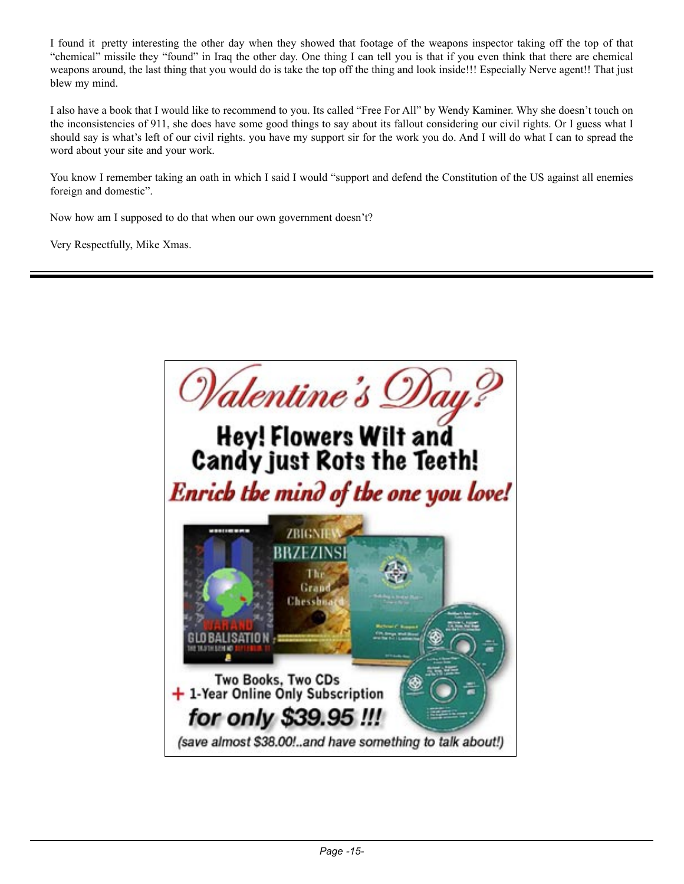I found it pretty interesting the other day when they showed that footage of the weapons inspector taking off the top of that "chemical" missile they "found" in Iraq the other day. One thing I can tell you is that if you even think that there are chemical weapons around, the last thing that you would do is take the top off the thing and look inside!!! Especially Nerve agent!! That just blew my mind.

I also have a book that I would like to recommend to you. Its called "Free For All" by Wendy Kaminer. Why she doesn't touch on the inconsistencies of 911, she does have some good things to say about its fallout considering our civil rights. Or I guess what I should say is what's left of our civil rights. you have my support sir for the work you do. And I will do what I can to spread the word about your site and your work.

You know I remember taking an oath in which I said I would "support and defend the Constitution of the US against all enemies foreign and domestic".

Now how am I supposed to do that when our own government doesn't?

Very Respectfully, Mike Xmas.

---

*Valentine's Day?*

**Hey! Flowers Wilt and Candy just Rots the Teeth!**

***Enrich the mind of the one you love!***

**Two Books, Two CDs**
**+ 1-Year Online Only Subscription**
***for only $39.95 !!!***

*(save almost $38.00!..and have something to talk about!)*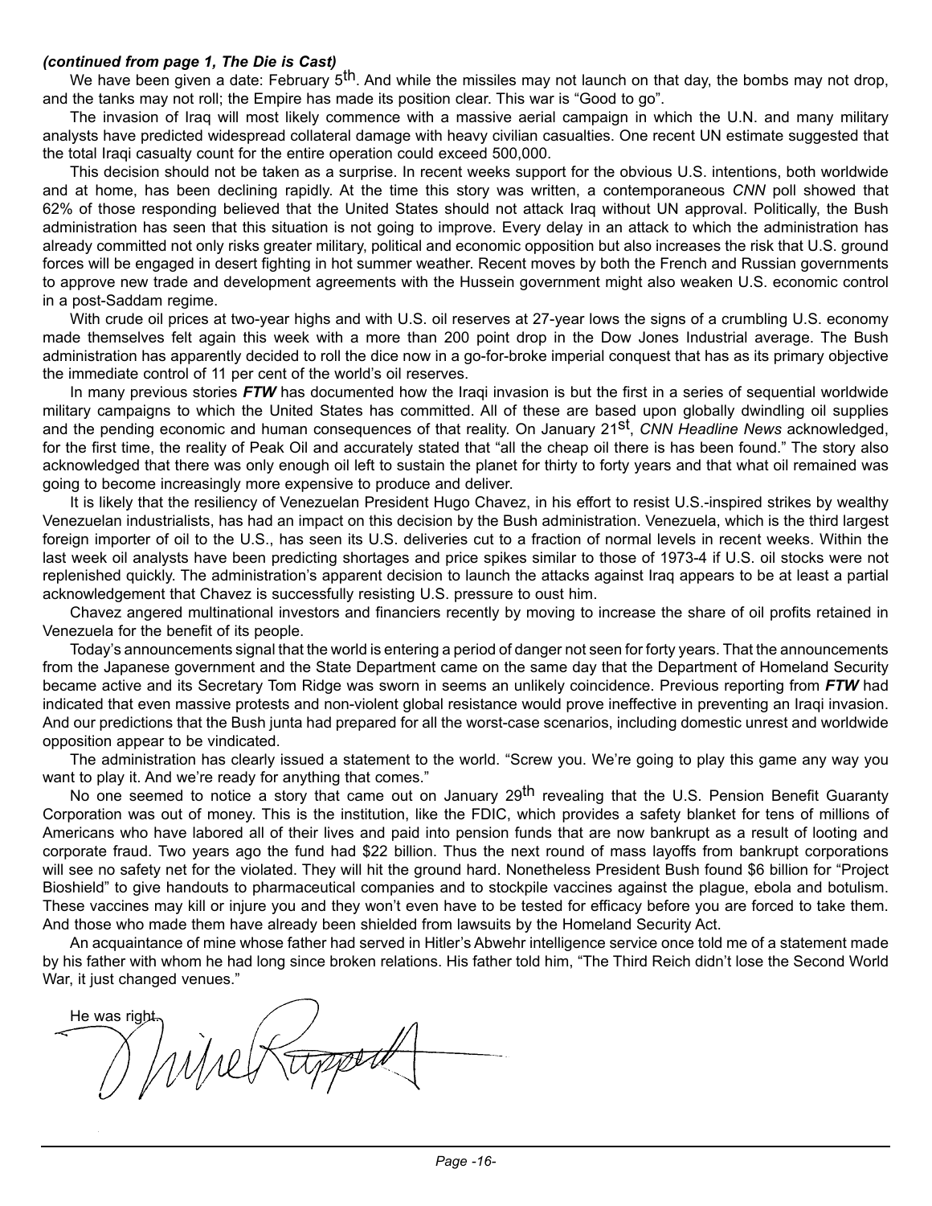***(continued from page 1, The Die is Cast)***

We have been given a date: February 5th. And while the missiles may not launch on that day, the bombs may not drop, and the tanks may not roll; the Empire has made its position clear. This war is “Good to go”.

The invasion of Iraq will most likely commence with a massive aerial campaign in which the U.N. and many military analysts have predicted widespread collateral damage with heavy civilian casualties. One recent UN estimate suggested that the total Iraqi casualty count for the entire operation could exceed 500,000.

This decision should not be taken as a surprise. In recent weeks support for the obvious U.S. intentions, both worldwide and at home, has been declining rapidly. At the time this story was written, a contemporaneous *CNN* poll showed that 62% of those responding believed that the United States should not attack Iraq without UN approval. Politically, the Bush administration has seen that this situation is not going to improve. Every delay in an attack to which the administration has already committed not only risks greater military, political and economic opposition but also increases the risk that U.S. ground forces will be engaged in desert fighting in hot summer weather. Recent moves by both the French and Russian governments to approve new trade and development agreements with the Hussein government might also weaken U.S. economic control in a post-Saddam regime.

With crude oil prices at two-year highs and with U.S. oil reserves at 27-year lows the signs of a crumbling U.S. economy made themselves felt again this week with a more than 200 point drop in the Dow Jones Industrial average. The Bush administration has apparently decided to roll the dice now in a go-for-broke imperial conquest that has as its primary objective the immediate control of 11 per cent of the world’s oil reserves.

In many previous stories ***FTW*** has documented how the Iraqi invasion is but the first in a series of sequential worldwide military campaigns to which the United States has committed. All of these are based upon globally dwindling oil supplies and the pending economic and human consequences of that reality. On January 21st, *CNN Headline News* acknowledged, for the first time, the reality of Peak Oil and accurately stated that “all the cheap oil there is has been found.” The story also acknowledged that there was only enough oil left to sustain the planet for thirty to forty years and that what oil remained was going to become increasingly more expensive to produce and deliver.

It is likely that the resiliency of Venezuelan President Hugo Chavez, in his effort to resist U.S.-inspired strikes by wealthy Venezuelan industrialists, has had an impact on this decision by the Bush administration. Venezuela, which is the third largest foreign importer of oil to the U.S., has seen its U.S. deliveries cut to a fraction of normal levels in recent weeks. Within the last week oil analysts have been predicting shortages and price spikes similar to those of 1973-4 if U.S. oil stocks were not replenished quickly. The administration’s apparent decision to launch the attacks against Iraq appears to be at least a partial acknowledgement that Chavez is successfully resisting U.S. pressure to oust him.

Chavez angered multinational investors and financiers recently by moving to increase the share of oil profits retained in Venezuela for the benefit of its people.

Today’s announcements signal that the world is entering a period of danger not seen for forty years. That the announcements from the Japanese government and the State Department came on the same day that the Department of Homeland Security became active and its Secretary Tom Ridge was sworn in seems an unlikely coincidence. Previous reporting from ***FTW*** had indicated that even massive protests and non-violent global resistance would prove ineffective in preventing an Iraqi invasion. And our predictions that the Bush junta had prepared for all the worst-case scenarios, including domestic unrest and worldwide opposition appear to be vindicated.

The administration has clearly issued a statement to the world. “Screw you. We’re going to play this game any way you want to play it. And we’re ready for anything that comes.”

No one seemed to notice a story that came out on January 29th revealing that the U.S. Pension Benefit Guaranty Corporation was out of money. This is the institution, like the FDIC, which provides a safety blanket for tens of millions of Americans who have labored all of their lives and paid into pension funds that are now bankrupt as a result of looting and corporate fraud. Two years ago the fund had $22 billion. Thus the next round of mass layoffs from bankrupt corporations will see no safety net for the violated. They will hit the ground hard. Nonetheless President Bush found $6 billion for “Project Bioshield” to give handouts to pharmaceutical companies and to stockpile vaccines against the plague, ebola and botulism. These vaccines may kill or injure you and they won’t even have to be tested for efficacy before you are forced to take them. And those who made them have already been shielded from lawsuits by the Homeland Security Act.

An acquaintance of mine whose father had served in Hitler’s Abwehr intelligence service once told me of a statement made by his father with whom he had long since broken relations. His father told him, “The Third Reich didn’t lose the Second World War, it just changed venues.”

He was right.

Mike Ruppert